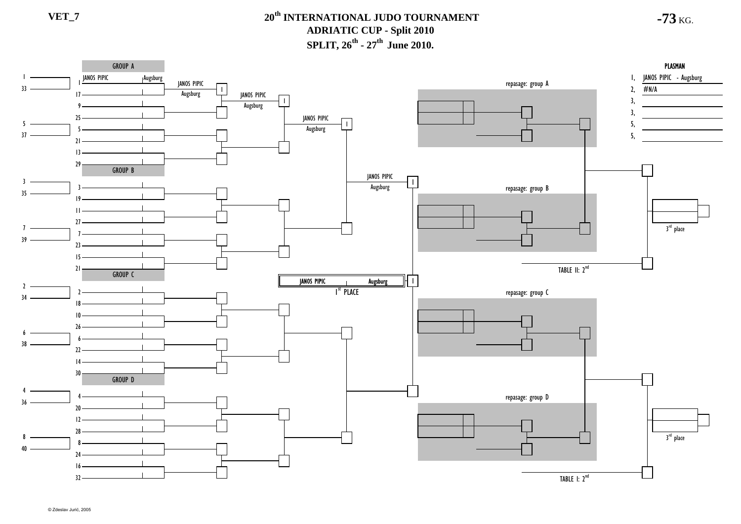VET_7

# 20th INTERNATIONAL JUDO TOURNAMENT
## ADRIATIC CUP - Split 2010
## SPLIT, 26th - 27th June 2010.

**-73** KG.

### GROUP A

| Seed | Name | Club |
|---|---|---|
| 1 | JANOS PIPIC | Augsburg |
| 17 | | |
| 9 | | |
| 25 | | |
| 5 | | |
| 21 | | |
| 13 | | |
| 29 | | |

Round 1: JANOS PIPIC, Augsburg — I

Round 2: JANOS PIPIC, Augsburg — I

Round 3: JANOS PIPIC, Augsburg — I

Semifinal: JANOS PIPIC, Augsburg — I

### GROUP B

| Seed |
|---|
| 3 |
| 19 |
| 11 |
| 27 |
| 7 |
| 23 |
| 15 |
| 21 |

### GROUP C

| Seed |
|---|
| 2 |
| 18 |
| 10 |
| 26 |
| 6 |
| 22 |
| 14 |
| 30 |

### GROUP D

| Seed |
|---|
| 4 |
| 20 |
| 12 |
| 28 |
| 8 |
| 24 |
| 16 |
| 32 |

Pool numbering (left side): 1, 33, 5, 37, 3, 35, 7, 39, 2, 34, 6, 38, 4, 36, 8, 40

**Final:** JANOS PIPIC — Augsburg — I

1st PLACE

repasage: group A

repasage: group B

repasage: group C

repasage: group D

TABLE II: 2nd

TABLE I: 2nd

3rd place

3rd place

### PLASMAN

| Place | Name |
|---|---|
| 1, | JANOS PIPIC - Augsburg |
| 2, | #N/A |
| 3, | |
| 3, | |
| 5, | |
| 5, | |

© Zdeslav Jurić, 2005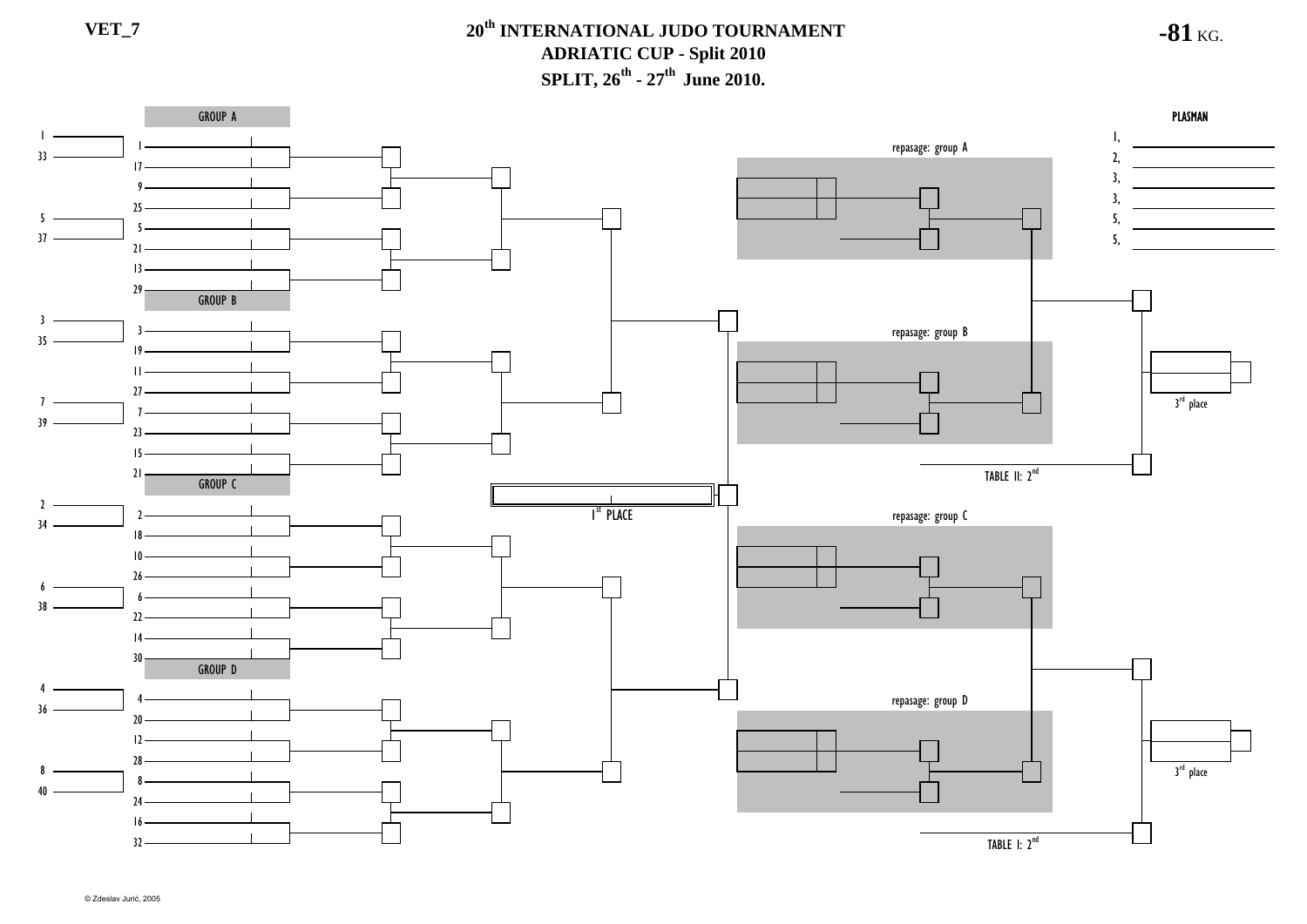VET_7

# 20th INTERNATIONAL JUDO TOURNAMENT

## ADRIATIC CUP - Split 2010

## SPLIT, 26th - 27th June 2010.

**-81** KG.

GROUP A

1
33
5
37

1
17
9
25
5
21
13
29

GROUP B

3
35
7
39

3
19
11
27
7
23
15
21

GROUP C

2
34
6
38

2
18
10
26
6
22
14
30

GROUP D

4
36
8
40

4
20
12
28
8
24
16
32

1st PLACE

repasage: group A

repasage: group B

repasage: group C

repasage: group D

TABLE II: 2nd

TABLE I: 2nd

3rd place

3rd place

PLASMAN

1,
2,
3,
3,
5,
5,

© Zdeslav Jurić, 2005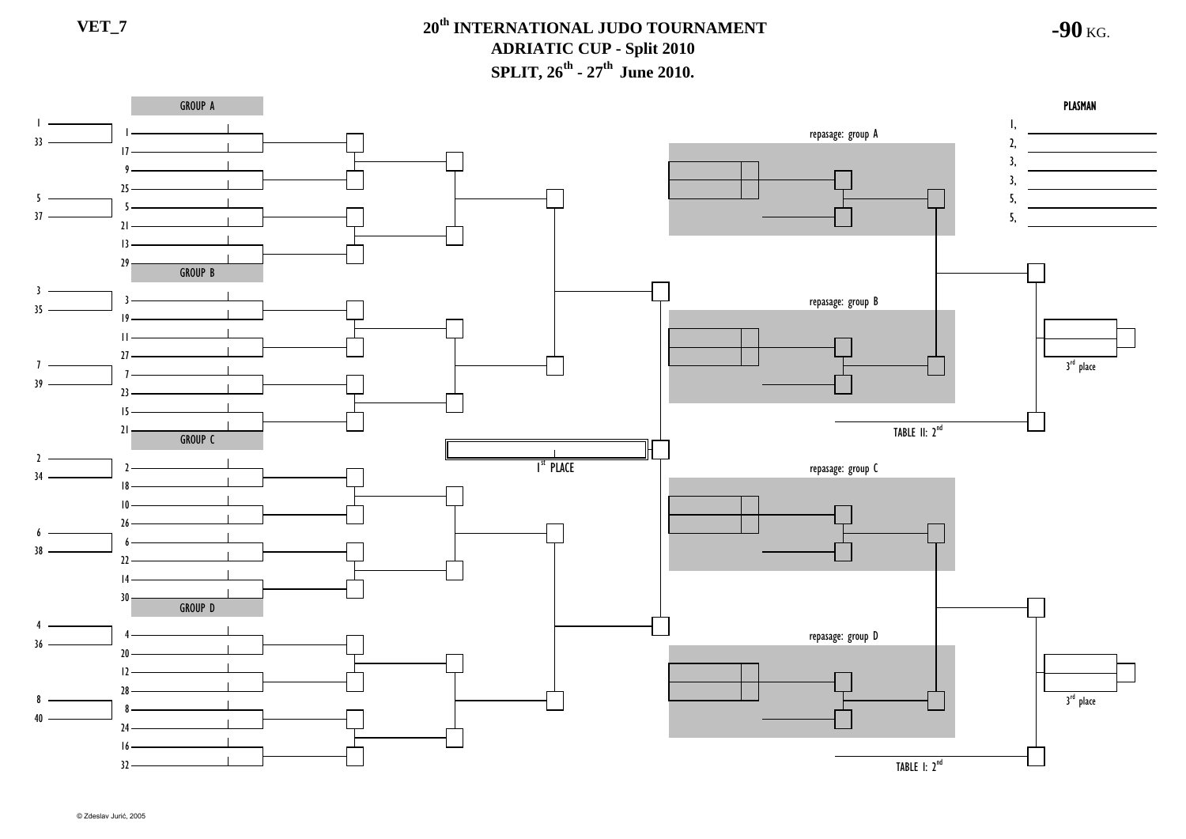VET_7

# 20th INTERNATIONAL JUDO TOURNAMENT
## ADRIATIC CUP - Split 2010
## SPLIT, 26th - 27th June 2010.

-90 KG.

**GROUP A**

1, 33, 5, 37

1, 17, 9, 25, 5, 21, 13, 29

**GROUP B**

3, 35, 7, 39

3, 19, 11, 27, 7, 23, 15, 21

**GROUP C**

2, 34, 6, 38

2, 18, 10, 26, 6, 22, 14, 30

**GROUP D**

4, 36, 8, 40

4, 20, 12, 28, 8, 24, 16, 32

1st PLACE

repasage: group A

repasage: group B

repasage: group C

repasage: group D

TABLE II: 2nd

TABLE I: 2nd

3rd place

3rd place

**PLASMAN**

1,

2,

3,

3,

5,

5,

© Zdeslav Jurić, 2005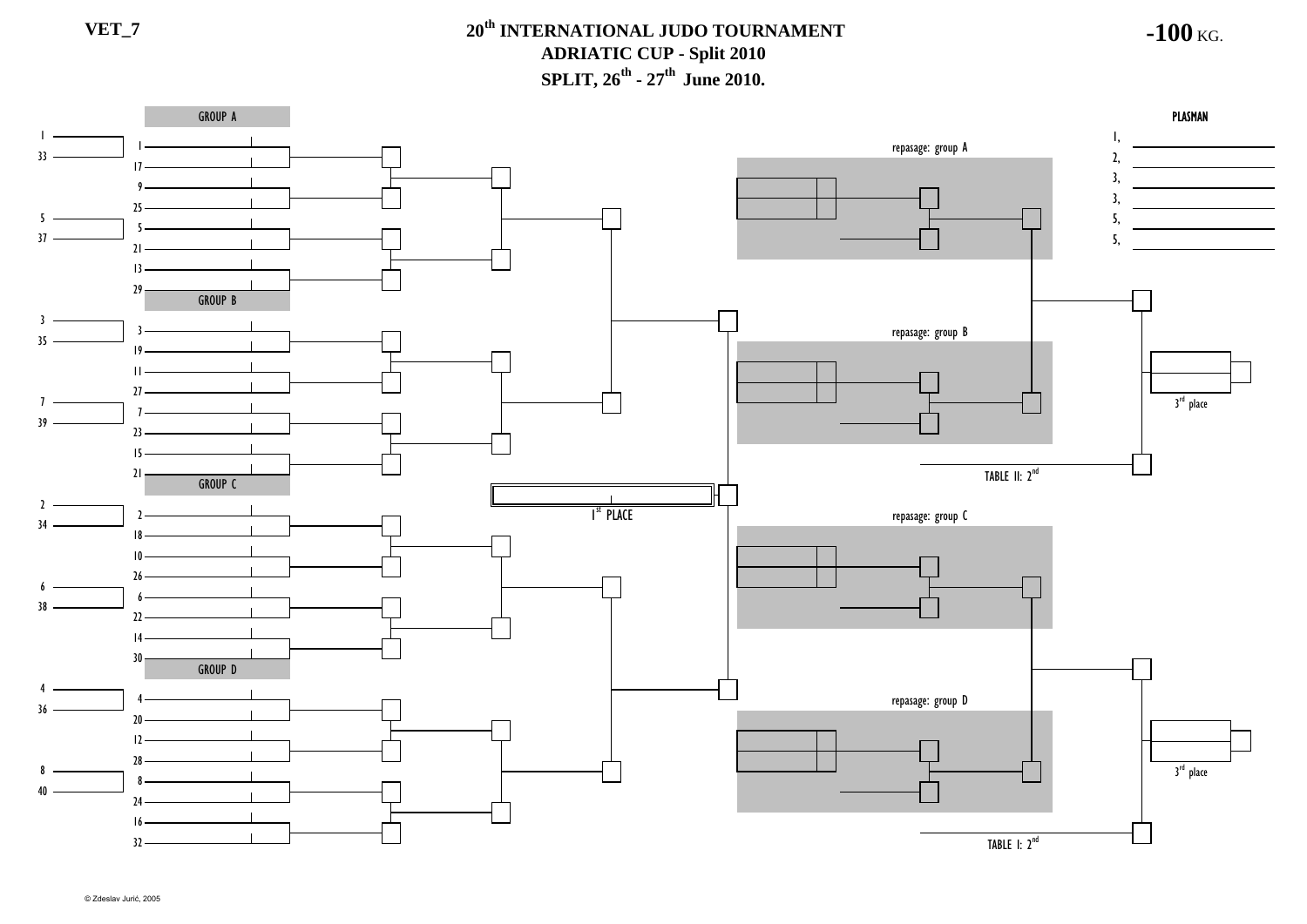VET_7

# 20th INTERNATIONAL JUDO TOURNAMENT
## ADRIATIC CUP - Split 2010
## SPLIT, 26th - 27th June 2010.

**-100 KG.**

GROUP A

1, 33, 5, 37

1, 17, 9, 25, 5, 21, 13, 29

GROUP B

3, 35, 7, 39

3, 19, 11, 27, 7, 23, 15, 21

GROUP C

2, 34, 6, 38

2, 18, 10, 26, 6, 22, 14, 30

GROUP D

4, 36, 8, 40

4, 20, 12, 28, 8, 24, 16, 32

1st PLACE

repasage: group A

repasage: group B

repasage: group C

repasage: group D

TABLE II: 2nd

TABLE I: 2nd

3rd place

3rd place

PLASMAN

1,

2,

3,

3,

5,

5,

© Zdeslav Jurić, 2005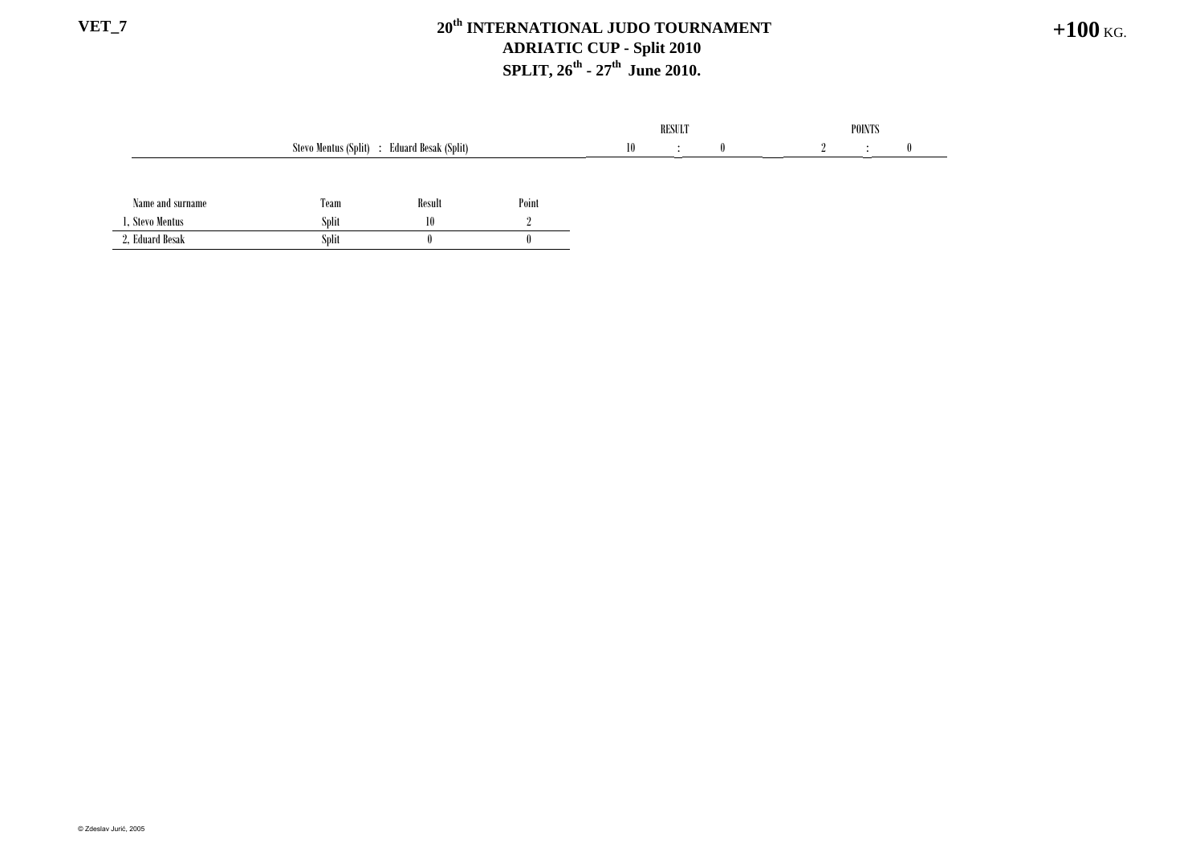VET_7

# 20th INTERNATIONAL JUDO TOURNAMENT
## ADRIATIC CUP - Split 2010
## SPLIT, 26th - 27th June 2010.

+100 KG.

| | RESULT | | | POINTS | | |
|---|---|---|---|---|---|---|
| Stevo Mentus (Split) : Eduard Besak (Split) | 10 | : | 0 | 2 | : | 0 |

| Name and surname | Team | Result | Point |
|---|---|---|---|
| 1, Stevo Mentus | Split | 10 | 2 |
| 2, Eduard Besak | Split | 0 | 0 |

© Zdeslav Jurić, 2005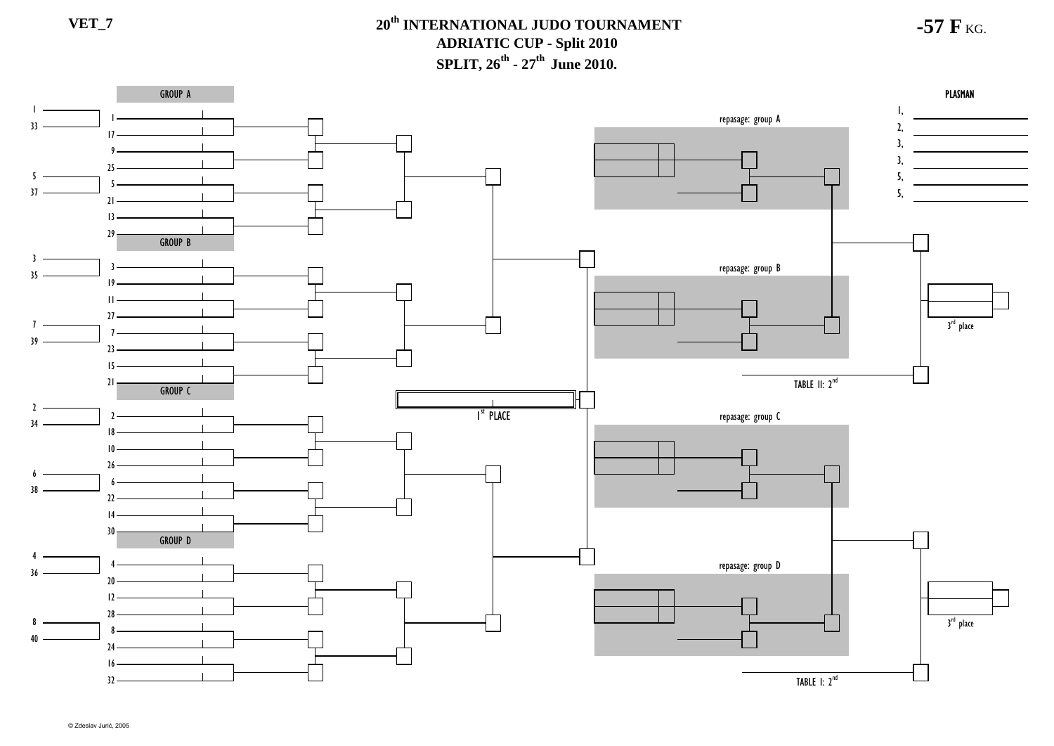VET_7

# 20th INTERNATIONAL JUDO TOURNAMENT
## ADRIATIC CUP - Split 2010
## SPLIT, 26th - 27th June 2010.

**-57 F** KG.

GROUP A

1, 33, 5, 37

1, 17, 9, 25, 5, 21, 13, 29

GROUP B

3, 35, 7, 39

3, 19, 11, 27, 7, 23, 15, 21

GROUP C

2, 34, 6, 38

2, 18, 10, 26, 6, 22, 14, 30

GROUP D

4, 36, 8, 40

4, 20, 12, 28, 8, 24, 16, 32

1st PLACE

repasage: group A

repasage: group B

repasage: group C

repasage: group D

TABLE II: 2nd

TABLE I: 2nd

3rd place

3rd place

**PLASMAN**

1,
2,
3,
3,
5,
5,

© Zdeslav Jurić, 2005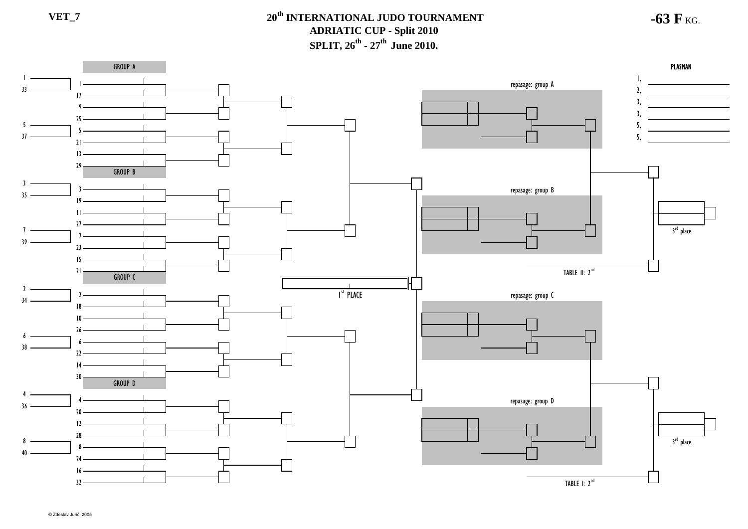VET_7

# 20th INTERNATIONAL JUDO TOURNAMENT
## ADRIATIC CUP - Split 2010
## SPLIT, 26th - 27th June 2010.

**-63 F** KG.

GROUP A

1, 33, 5, 37

1, 17, 9, 25, 5, 21, 13, 29

GROUP B

3, 35, 7, 39

3, 19, 11, 27, 7, 23, 15, 21

GROUP C

2, 34, 6, 38

2, 18, 10, 26, 6, 22, 14, 30

GROUP D

4, 36, 8, 40

4, 20, 12, 28, 8, 24, 16, 32

1st PLACE

repasage: group A

repasage: group B

TABLE II: 2nd

repasage: group C

repasage: group D

TABLE I: 2nd

3rd place

3rd place

**PLASMAN**

1,
2,
3,
3,
5,
5,

© Zdeslav Jurić, 2005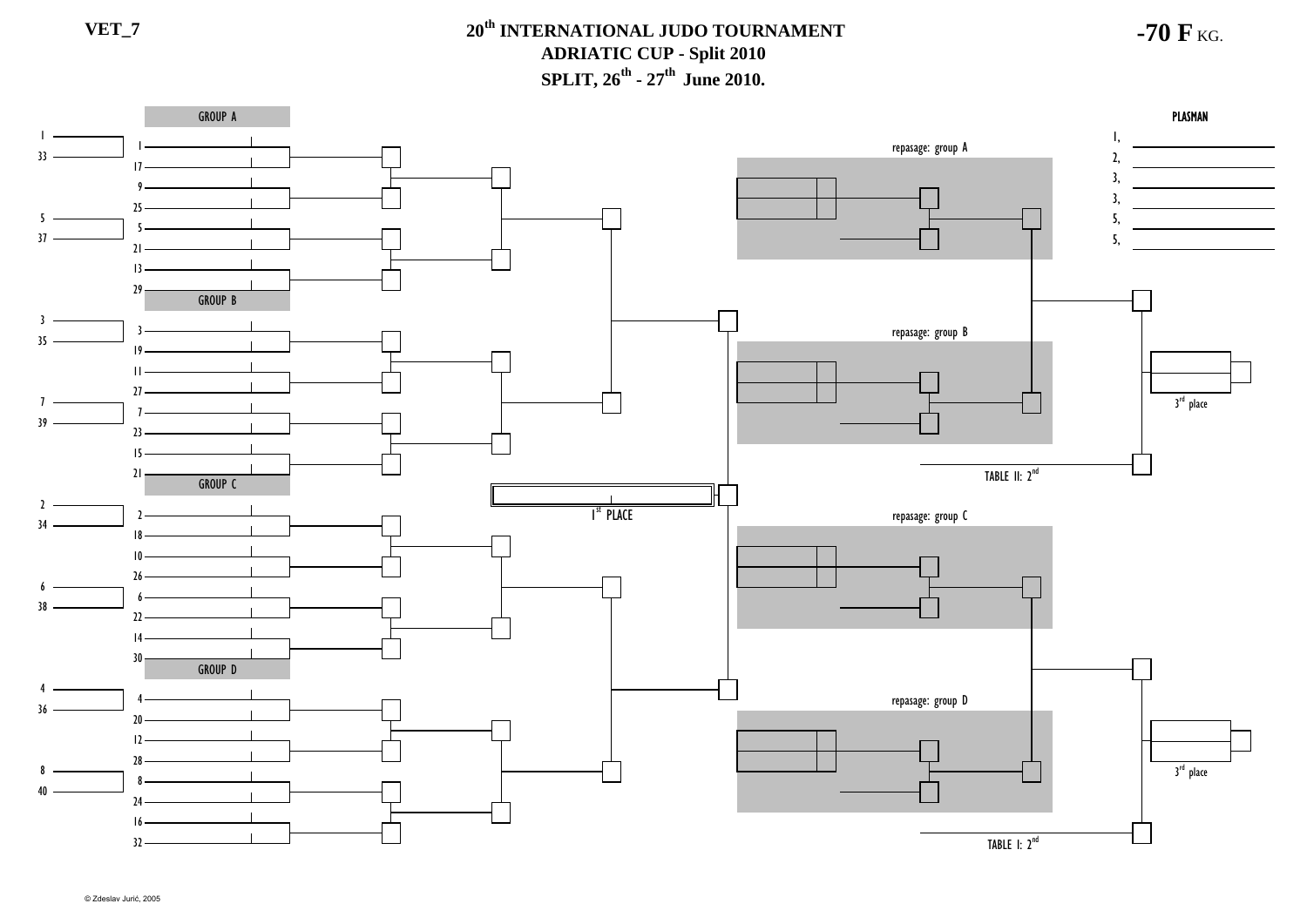VET_7

# 20th INTERNATIONAL JUDO TOURNAMENT
## ADRIATIC CUP - Split 2010
## SPLIT, 26th - 27th June 2010.

**-70 F** KG.

GROUP A

1
33
5
37

1
17
9
25
5
21
13
29

GROUP B

3
35
7
39

3
19
11
27
7
23
15
31

GROUP C

2
34
6
38

2
18
10
26
6
22
14
30

GROUP D

4
36
8
40

4
20
12
28
8
24
16
32

1st PLACE

repasage: group A

repasage: group B

TABLE II: 2nd

repasage: group C

repasage: group D

TABLE I: 2nd

3rd place

3rd place

**PLASMAN**

1,
2,
3,
3,
5,
5,

© Zdeslav Jurić, 2005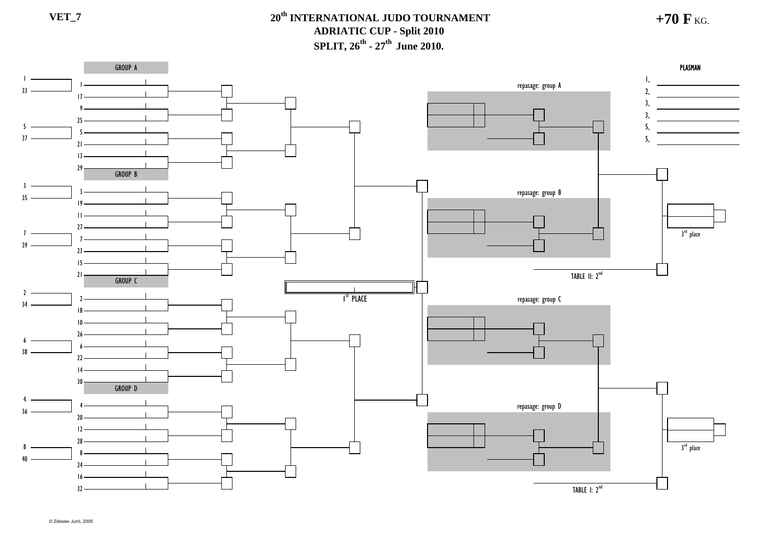VET_7

# 20th INTERNATIONAL JUDO TOURNAMENT
## ADRIATIC CUP - Split 2010
## SPLIT, 26th - 27th June 2010.

**+70 F** KG.

GROUP A

1
33
5
37

1
17
9
25
5
21
13
29

GROUP B

3
35
7
39

3
19
11
27
7
23
15
21

GROUP C

2
34
6
38

2
18
10
26
6
22
14
30

GROUP D

4
36
8
40

4
20
12
28
8
24
16
32

1st PLACE

repasage: group A

repasage: group B

repasage: group C

repasage: group D

3rd place

3rd place

TABLE II: 2nd

TABLE I: 2nd

PLASMAN

1,
2,
3,
3,
5,
5,

© Zdeslav Jurić, 2005